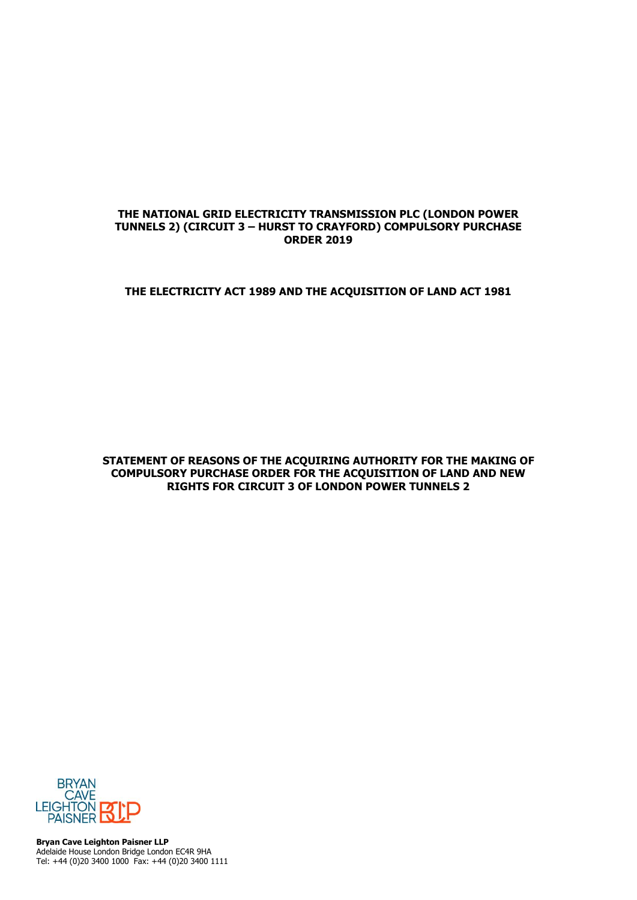**THE NATIONAL GRID ELECTRICITY TRANSMISSION PLC (LONDON POWER TUNNELS 2) (CIRCUIT 3 – HURST TO CRAYFORD) COMPULSORY PURCHASE ORDER 2019**

**THE ELECTRICITY ACT 1989 AND THE ACQUISITION OF LAND ACT 1981**

**STATEMENT OF REASONS OF THE ACQUIRING AUTHORITY FOR THE MAKING OF COMPULSORY PURCHASE ORDER FOR THE ACQUISITION OF LAND AND NEW RIGHTS FOR CIRCUIT 3 OF LONDON POWER TUNNELS 2**

BRYAN CAVE LEIGHTON PAISNER BCLP

**Bryan Cave Leighton Paisner LLP**
Adelaide House London Bridge London EC4R 9HA
Tel: +44 (0)20 3400 1000 Fax: +44 (0)20 3400 1111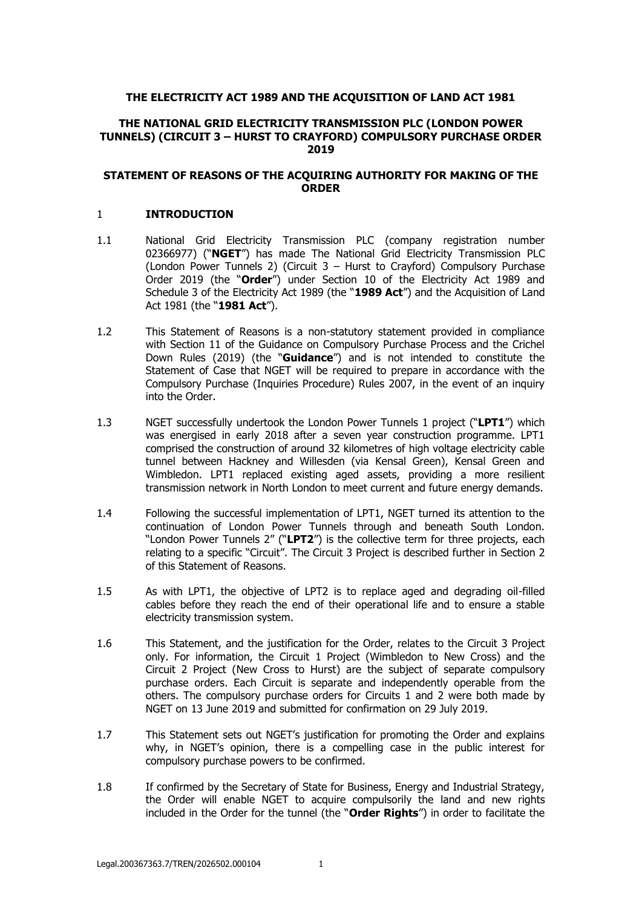**THE ELECTRICITY ACT 1989 AND THE ACQUISITION OF LAND ACT 1981**

**THE NATIONAL GRID ELECTRICITY TRANSMISSION PLC (LONDON POWER TUNNELS) (CIRCUIT 3 – HURST TO CRAYFORD) COMPULSORY PURCHASE ORDER 2019**

**STATEMENT OF REASONS OF THE ACQUIRING AUTHORITY FOR MAKING OF THE ORDER**

## 1 INTRODUCTION

1.1 National Grid Electricity Transmission PLC (company registration number 02366977) ("**NGET**") has made The National Grid Electricity Transmission PLC (London Power Tunnels 2) (Circuit 3 – Hurst to Crayford) Compulsory Purchase Order 2019 (the "**Order**") under Section 10 of the Electricity Act 1989 and Schedule 3 of the Electricity Act 1989 (the "**1989 Act**") and the Acquisition of Land Act 1981 (the "**1981 Act**").

1.2 This Statement of Reasons is a non-statutory statement provided in compliance with Section 11 of the Guidance on Compulsory Purchase Process and the Crichel Down Rules (2019) (the "**Guidance**") and is not intended to constitute the Statement of Case that NGET will be required to prepare in accordance with the Compulsory Purchase (Inquiries Procedure) Rules 2007, in the event of an inquiry into the Order.

1.3 NGET successfully undertook the London Power Tunnels 1 project ("**LPT1**") which was energised in early 2018 after a seven year construction programme. LPT1 comprised the construction of around 32 kilometres of high voltage electricity cable tunnel between Hackney and Willesden (via Kensal Green), Kensal Green and Wimbledon. LPT1 replaced existing aged assets, providing a more resilient transmission network in North London to meet current and future energy demands.

1.4 Following the successful implementation of LPT1, NGET turned its attention to the continuation of London Power Tunnels through and beneath South London. "London Power Tunnels 2" ("**LPT2**") is the collective term for three projects, each relating to a specific "Circuit". The Circuit 3 Project is described further in Section 2 of this Statement of Reasons.

1.5 As with LPT1, the objective of LPT2 is to replace aged and degrading oil-filled cables before they reach the end of their operational life and to ensure a stable electricity transmission system.

1.6 This Statement, and the justification for the Order, relates to the Circuit 3 Project only. For information, the Circuit 1 Project (Wimbledon to New Cross) and the Circuit 2 Project (New Cross to Hurst) are the subject of separate compulsory purchase orders. Each Circuit is separate and independently operable from the others. The compulsory purchase orders for Circuits 1 and 2 were both made by NGET on 13 June 2019 and submitted for confirmation on 29 July 2019.

1.7 This Statement sets out NGET's justification for promoting the Order and explains why, in NGET's opinion, there is a compelling case in the public interest for compulsory purchase powers to be confirmed.

1.8 If confirmed by the Secretary of State for Business, Energy and Industrial Strategy, the Order will enable NGET to acquire compulsorily the land and new rights included in the Order for the tunnel (the "**Order Rights**") in order to facilitate the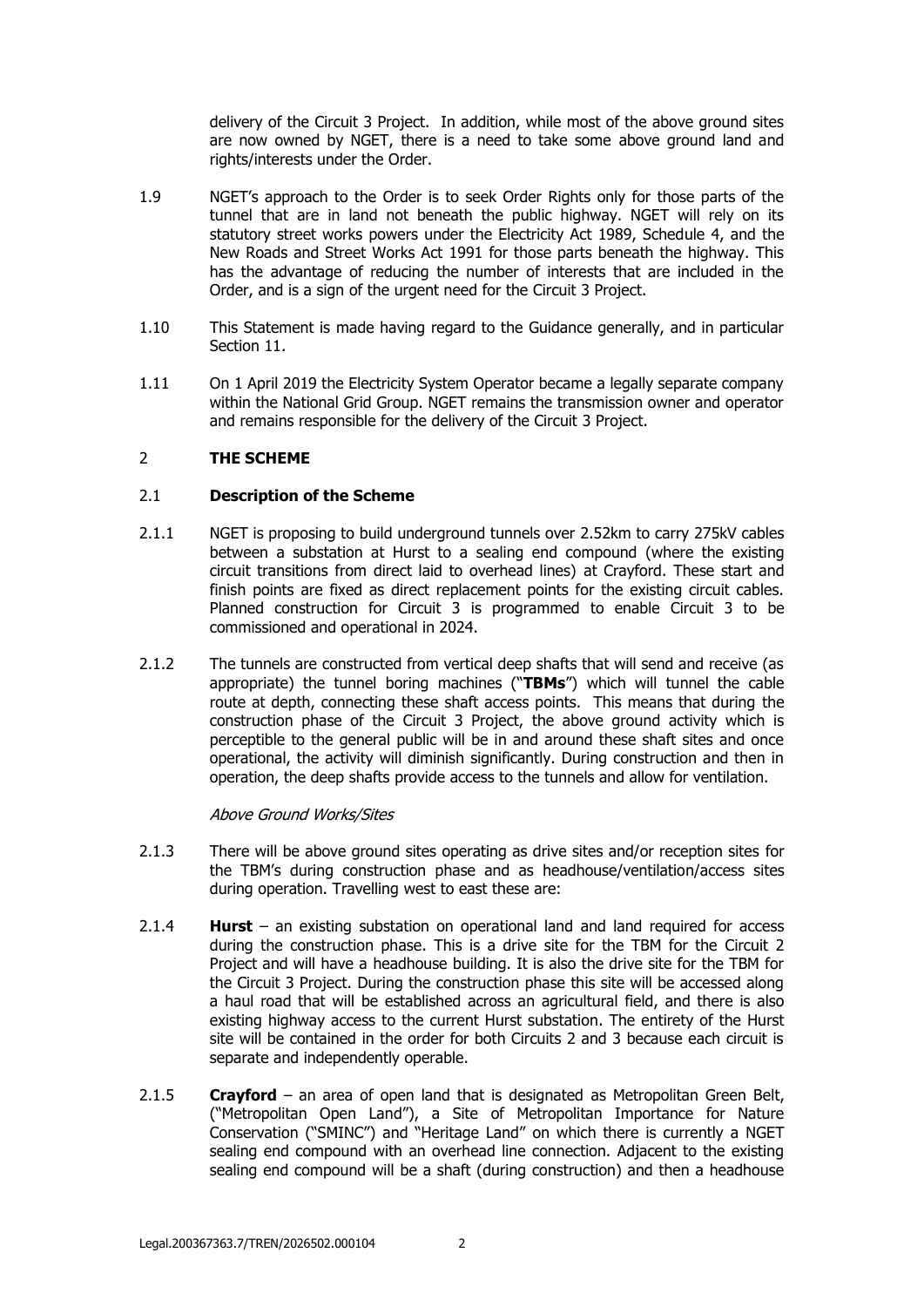delivery of the Circuit 3 Project. In addition, while most of the above ground sites are now owned by NGET, there is a need to take some above ground land and rights/interests under the Order.

1.9 NGET's approach to the Order is to seek Order Rights only for those parts of the tunnel that are in land not beneath the public highway. NGET will rely on its statutory street works powers under the Electricity Act 1989, Schedule 4, and the New Roads and Street Works Act 1991 for those parts beneath the highway. This has the advantage of reducing the number of interests that are included in the Order, and is a sign of the urgent need for the Circuit 3 Project.

1.10 This Statement is made having regard to the Guidance generally, and in particular Section 11.

1.11 On 1 April 2019 the Electricity System Operator became a legally separate company within the National Grid Group. NGET remains the transmission owner and operator and remains responsible for the delivery of the Circuit 3 Project.

## 2 THE SCHEME

### 2.1 Description of the Scheme

2.1.1 NGET is proposing to build underground tunnels over 2.52km to carry 275kV cables between a substation at Hurst to a sealing end compound (where the existing circuit transitions from direct laid to overhead lines) at Crayford. These start and finish points are fixed as direct replacement points for the existing circuit cables. Planned construction for Circuit 3 is programmed to enable Circuit 3 to be commissioned and operational in 2024.

2.1.2 The tunnels are constructed from vertical deep shafts that will send and receive (as appropriate) the tunnel boring machines ("**TBMs**") which will tunnel the cable route at depth, connecting these shaft access points. This means that during the construction phase of the Circuit 3 Project, the above ground activity which is perceptible to the general public will be in and around these shaft sites and once operational, the activity will diminish significantly. During construction and then in operation, the deep shafts provide access to the tunnels and allow for ventilation.

*Above Ground Works/Sites*

2.1.3 There will be above ground sites operating as drive sites and/or reception sites for the TBM's during construction phase and as headhouse/ventilation/access sites during operation. Travelling west to east these are:

2.1.4 **Hurst** – an existing substation on operational land and land required for access during the construction phase. This is a drive site for the TBM for the Circuit 2 Project and will have a headhouse building. It is also the drive site for the TBM for the Circuit 3 Project. During the construction phase this site will be accessed along a haul road that will be established across an agricultural field, and there is also existing highway access to the current Hurst substation. The entirety of the Hurst site will be contained in the order for both Circuits 2 and 3 because each circuit is separate and independently operable.

2.1.5 **Crayford** – an area of open land that is designated as Metropolitan Green Belt, ("Metropolitan Open Land"), a Site of Metropolitan Importance for Nature Conservation ("SMINC") and "Heritage Land" on which there is currently a NGET sealing end compound with an overhead line connection. Adjacent to the existing sealing end compound will be a shaft (during construction) and then a headhouse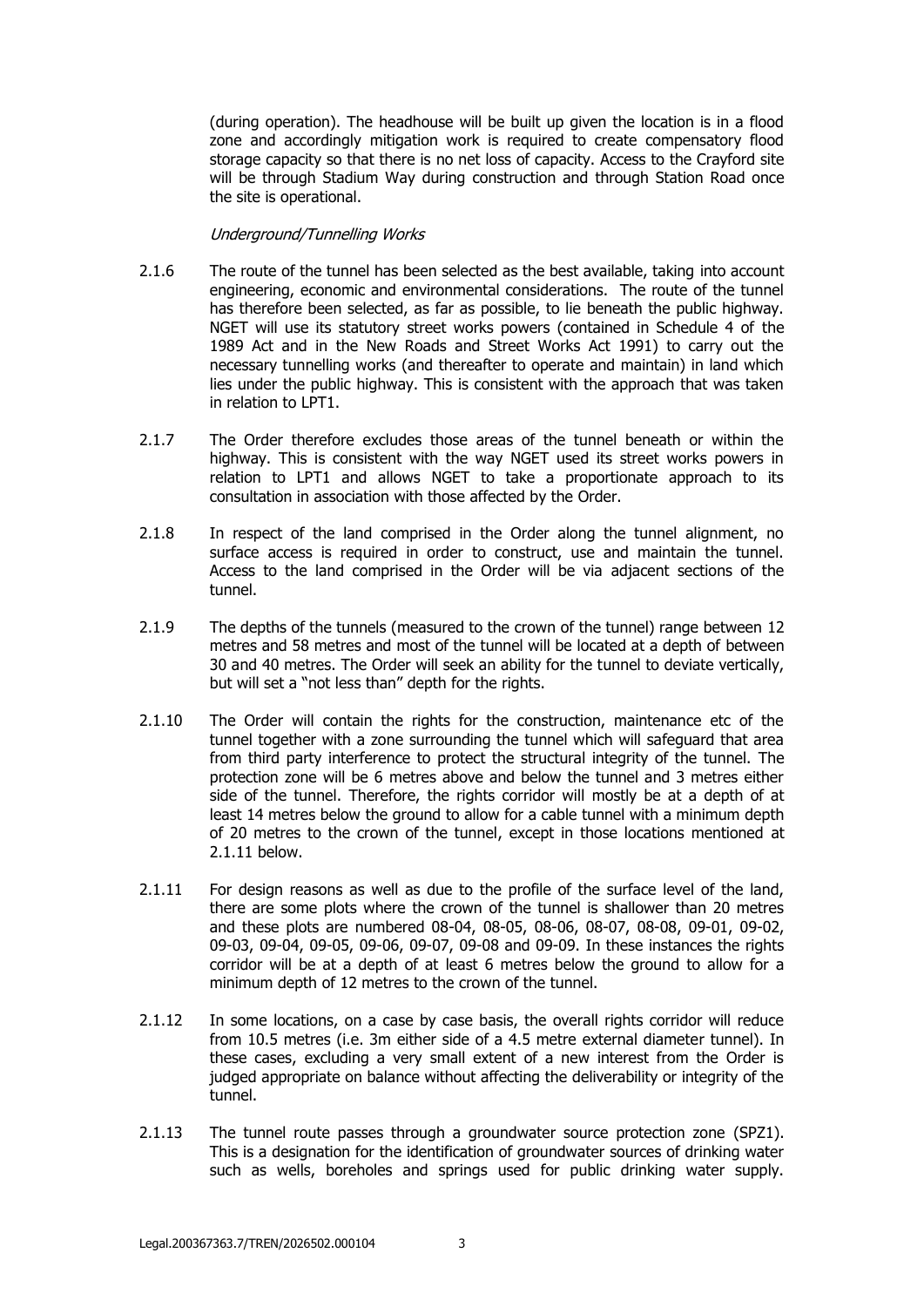(during operation). The headhouse will be built up given the location is in a flood zone and accordingly mitigation work is required to create compensatory flood storage capacity so that there is no net loss of capacity. Access to the Crayford site will be through Stadium Way during construction and through Station Road once the site is operational.

*Underground/Tunnelling Works*

2.1.6 The route of the tunnel has been selected as the best available, taking into account engineering, economic and environmental considerations. The route of the tunnel has therefore been selected, as far as possible, to lie beneath the public highway. NGET will use its statutory street works powers (contained in Schedule 4 of the 1989 Act and in the New Roads and Street Works Act 1991) to carry out the necessary tunnelling works (and thereafter to operate and maintain) in land which lies under the public highway. This is consistent with the approach that was taken in relation to LPT1.

2.1.7 The Order therefore excludes those areas of the tunnel beneath or within the highway. This is consistent with the way NGET used its street works powers in relation to LPT1 and allows NGET to take a proportionate approach to its consultation in association with those affected by the Order.

2.1.8 In respect of the land comprised in the Order along the tunnel alignment, no surface access is required in order to construct, use and maintain the tunnel. Access to the land comprised in the Order will be via adjacent sections of the tunnel.

2.1.9 The depths of the tunnels (measured to the crown of the tunnel) range between 12 metres and 58 metres and most of the tunnel will be located at a depth of between 30 and 40 metres. The Order will seek an ability for the tunnel to deviate vertically, but will set a "not less than" depth for the rights.

2.1.10 The Order will contain the rights for the construction, maintenance etc of the tunnel together with a zone surrounding the tunnel which will safeguard that area from third party interference to protect the structural integrity of the tunnel. The protection zone will be 6 metres above and below the tunnel and 3 metres either side of the tunnel. Therefore, the rights corridor will mostly be at a depth of at least 14 metres below the ground to allow for a cable tunnel with a minimum depth of 20 metres to the crown of the tunnel, except in those locations mentioned at 2.1.11 below.

2.1.11 For design reasons as well as due to the profile of the surface level of the land, there are some plots where the crown of the tunnel is shallower than 20 metres and these plots are numbered 08-04, 08-05, 08-06, 08-07, 08-08, 09-01, 09-02, 09-03, 09-04, 09-05, 09-06, 09-07, 09-08 and 09-09. In these instances the rights corridor will be at a depth of at least 6 metres below the ground to allow for a minimum depth of 12 metres to the crown of the tunnel.

2.1.12 In some locations, on a case by case basis, the overall rights corridor will reduce from 10.5 metres (i.e. 3m either side of a 4.5 metre external diameter tunnel). In these cases, excluding a very small extent of a new interest from the Order is judged appropriate on balance without affecting the deliverability or integrity of the tunnel.

2.1.13 The tunnel route passes through a groundwater source protection zone (SPZ1). This is a designation for the identification of groundwater sources of drinking water such as wells, boreholes and springs used for public drinking water supply.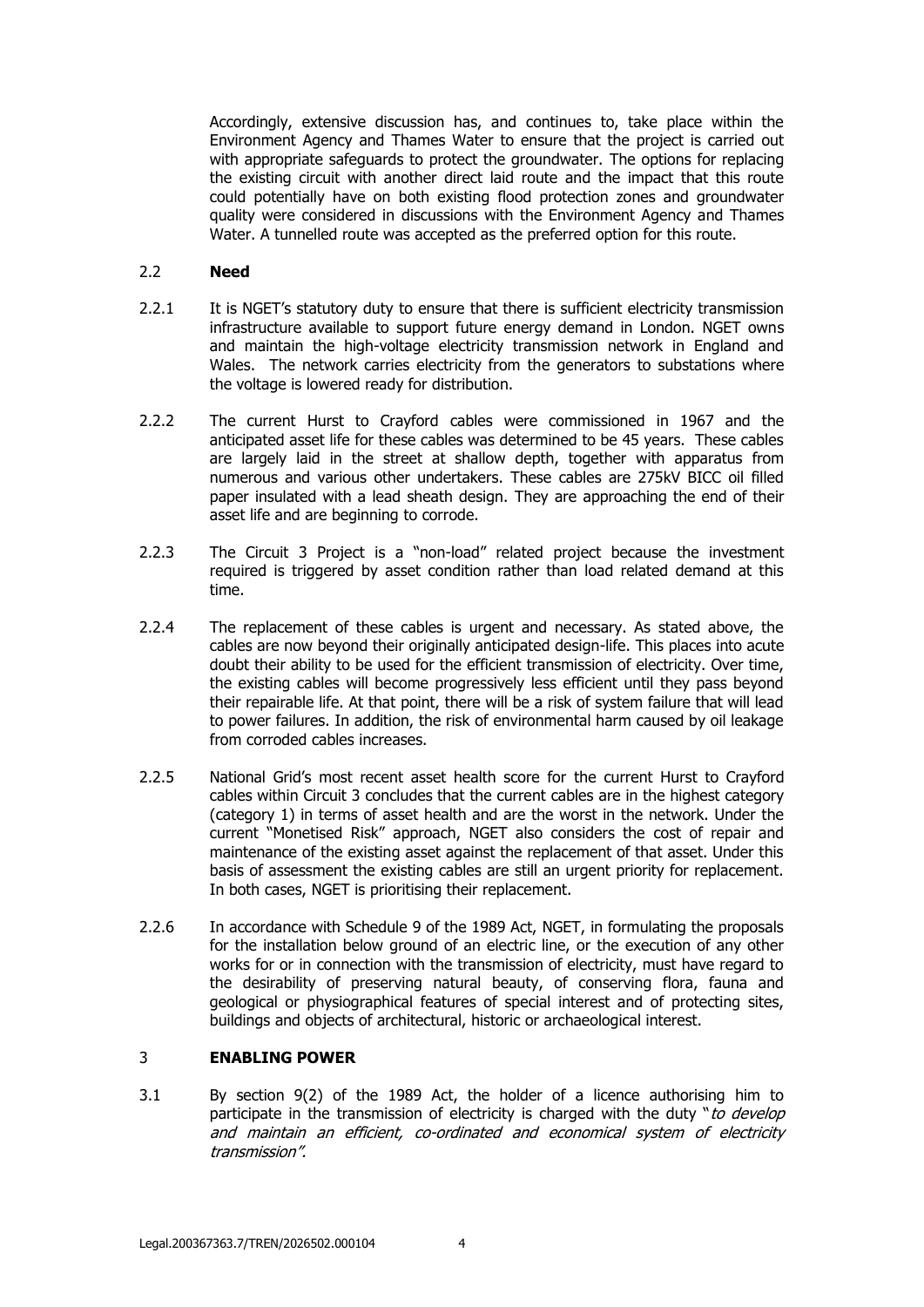Accordingly, extensive discussion has, and continues to, take place within the Environment Agency and Thames Water to ensure that the project is carried out with appropriate safeguards to protect the groundwater. The options for replacing the existing circuit with another direct laid route and the impact that this route could potentially have on both existing flood protection zones and groundwater quality were considered in discussions with the Environment Agency and Thames Water. A tunnelled route was accepted as the preferred option for this route.

## 2.2 **Need**

2.2.1 It is NGET's statutory duty to ensure that there is sufficient electricity transmission infrastructure available to support future energy demand in London. NGET owns and maintain the high-voltage electricity transmission network in England and Wales. The network carries electricity from the generators to substations where the voltage is lowered ready for distribution.

2.2.2 The current Hurst to Crayford cables were commissioned in 1967 and the anticipated asset life for these cables was determined to be 45 years. These cables are largely laid in the street at shallow depth, together with apparatus from numerous and various other undertakers. These cables are 275kV BICC oil filled paper insulated with a lead sheath design. They are approaching the end of their asset life and are beginning to corrode.

2.2.3 The Circuit 3 Project is a "non-load" related project because the investment required is triggered by asset condition rather than load related demand at this time.

2.2.4 The replacement of these cables is urgent and necessary. As stated above, the cables are now beyond their originally anticipated design-life. This places into acute doubt their ability to be used for the efficient transmission of electricity. Over time, the existing cables will become progressively less efficient until they pass beyond their repairable life. At that point, there will be a risk of system failure that will lead to power failures. In addition, the risk of environmental harm caused by oil leakage from corroded cables increases.

2.2.5 National Grid's most recent asset health score for the current Hurst to Crayford cables within Circuit 3 concludes that the current cables are in the highest category (category 1) in terms of asset health and are the worst in the network. Under the current "Monetised Risk" approach, NGET also considers the cost of repair and maintenance of the existing asset against the replacement of that asset. Under this basis of assessment the existing cables are still an urgent priority for replacement. In both cases, NGET is prioritising their replacement.

2.2.6 In accordance with Schedule 9 of the 1989 Act, NGET, in formulating the proposals for the installation below ground of an electric line, or the execution of any other works for or in connection with the transmission of electricity, must have regard to the desirability of preserving natural beauty, of conserving flora, fauna and geological or physiographical features of special interest and of protecting sites, buildings and objects of architectural, historic or archaeological interest.

# 3 **ENABLING POWER**

3.1 By section 9(2) of the 1989 Act, the holder of a licence authorising him to participate in the transmission of electricity is charged with the duty "*to develop and maintain an efficient, co-ordinated and economical system of electricity transmission*".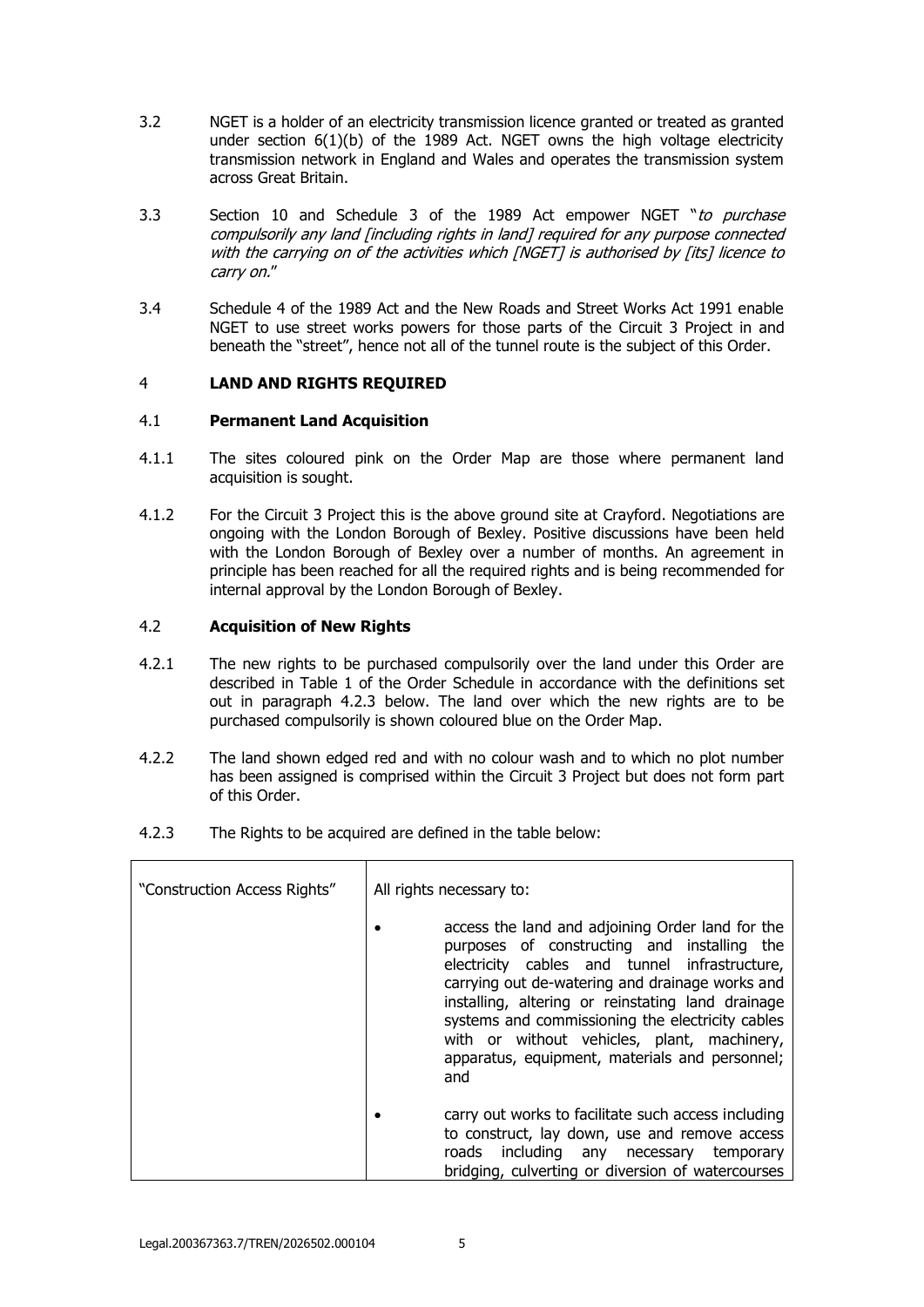3.2 NGET is a holder of an electricity transmission licence granted or treated as granted under section 6(1)(b) of the 1989 Act. NGET owns the high voltage electricity transmission network in England and Wales and operates the transmission system across Great Britain.

3.3 Section 10 and Schedule 3 of the 1989 Act empower NGET "*to purchase compulsorily any land [including rights in land] required for any purpose connected with the carrying on of the activities which [NGET] is authorised by [its] licence to carry on.*"

3.4 Schedule 4 of the 1989 Act and the New Roads and Street Works Act 1991 enable NGET to use street works powers for those parts of the Circuit 3 Project in and beneath the "street", hence not all of the tunnel route is the subject of this Order.

## 4 LAND AND RIGHTS REQUIRED

### 4.1 Permanent Land Acquisition

4.1.1 The sites coloured pink on the Order Map are those where permanent land acquisition is sought.

4.1.2 For the Circuit 3 Project this is the above ground site at Crayford. Negotiations are ongoing with the London Borough of Bexley. Positive discussions have been held with the London Borough of Bexley over a number of months. An agreement in principle has been reached for all the required rights and is being recommended for internal approval by the London Borough of Bexley.

### 4.2 Acquisition of New Rights

4.2.1 The new rights to be purchased compulsorily over the land under this Order are described in Table 1 of the Order Schedule in accordance with the definitions set out in paragraph 4.2.3 below. The land over which the new rights are to be purchased compulsorily is shown coloured blue on the Order Map.

4.2.2 The land shown edged red and with no colour wash and to which no plot number has been assigned is comprised within the Circuit 3 Project but does not form part of this Order.

4.2.3 The Rights to be acquired are defined in the table below:

| | |
|---|---|
| "Construction Access Rights" | All rights necessary to:<br>• access the land and adjoining Order land for the purposes of constructing and installing the electricity cables and tunnel infrastructure, carrying out de-watering and drainage works and installing, altering or reinstating land drainage systems and commissioning the electricity cables with or without vehicles, plant, machinery, apparatus, equipment, materials and personnel; and<br>• carry out works to facilitate such access including to construct, lay down, use and remove access roads including any necessary temporary bridging, culverting or diversion of watercourses |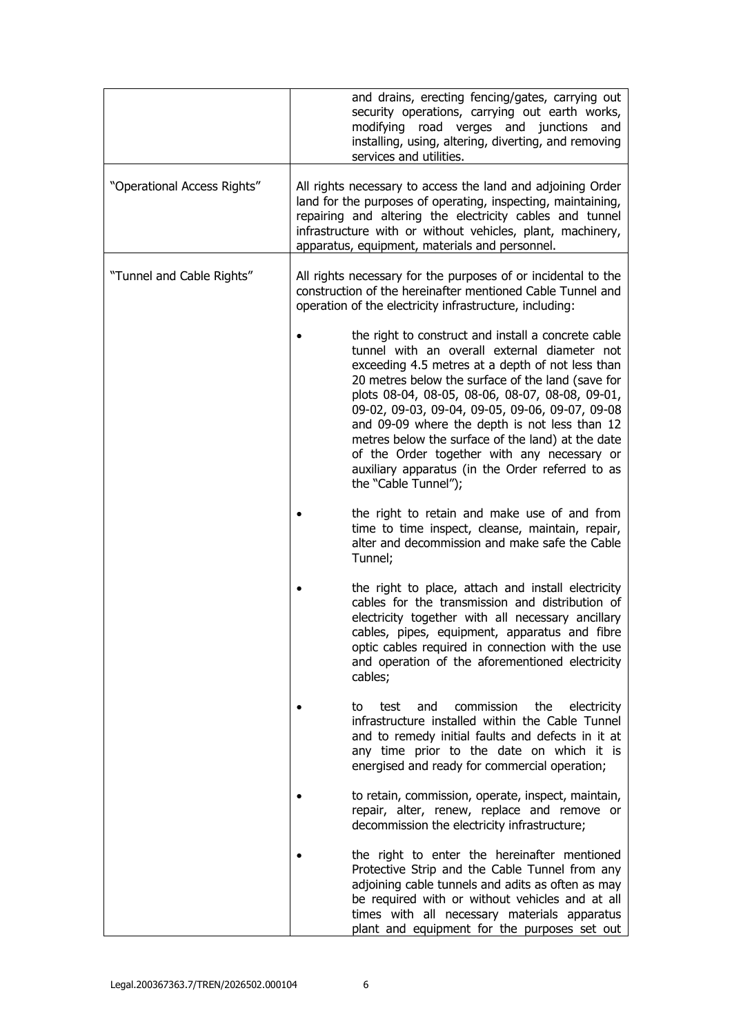| | |
|---|---|
| | and drains, erecting fencing/gates, carrying out security operations, carrying out earth works, modifying road verges and junctions and installing, using, altering, diverting, and removing services and utilities. |
| "Operational Access Rights" | All rights necessary to access the land and adjoining Order land for the purposes of operating, inspecting, maintaining, repairing and altering the electricity cables and tunnel infrastructure with or without vehicles, plant, machinery, apparatus, equipment, materials and personnel. |
| "Tunnel and Cable Rights" | All rights necessary for the purposes of or incidental to the construction of the hereinafter mentioned Cable Tunnel and operation of the electricity infrastructure, including:<br><br>• the right to construct and install a concrete cable tunnel with an overall external diameter not exceeding 4.5 metres at a depth of not less than 20 metres below the surface of the land (save for plots 08-04, 08-05, 08-06, 08-07, 08-08, 09-01, 09-02, 09-03, 09-04, 09-05, 09-06, 09-07, 09-08 and 09-09 where the depth is not less than 12 metres below the surface of the land) at the date of the Order together with any necessary or auxiliary apparatus (in the Order referred to as the "Cable Tunnel");<br><br>• the right to retain and make use of and from time to time inspect, cleanse, maintain, repair, alter and decommission and make safe the Cable Tunnel;<br><br>• the right to place, attach and install electricity cables for the transmission and distribution of electricity together with all necessary ancillary cables, pipes, equipment, apparatus and fibre optic cables required in connection with the use and operation of the aforementioned electricity cables;<br><br>• to test and commission the electricity infrastructure installed within the Cable Tunnel and to remedy initial faults and defects in it at any time prior to the date on which it is energised and ready for commercial operation;<br><br>• to retain, commission, operate, inspect, maintain, repair, alter, renew, replace and remove or decommission the electricity infrastructure;<br><br>• the right to enter the hereinafter mentioned Protective Strip and the Cable Tunnel from any adjoining cable tunnels and adits as often as may be required with or without vehicles and at all times with all necessary materials apparatus plant and equipment for the purposes set out |

Legal.200367363.7/TREN/2026502.000104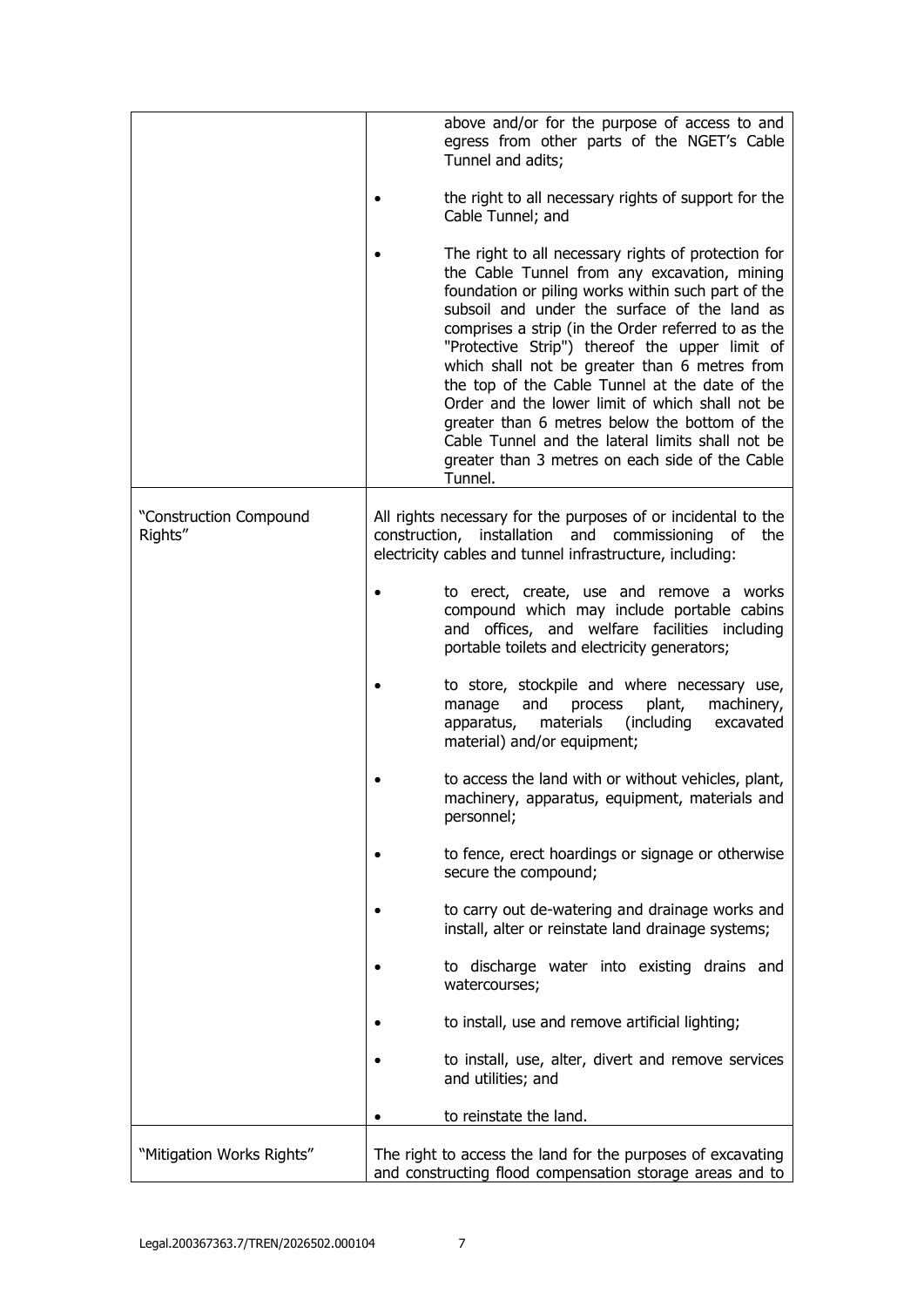| | |
|---|---|
| | above and/or for the purpose of access to and egress from other parts of the NGET's Cable Tunnel and adits;<br><br>• the right to all necessary rights of support for the Cable Tunnel; and<br><br>• The right to all necessary rights of protection for the Cable Tunnel from any excavation, mining foundation or piling works within such part of the subsoil and under the surface of the land as comprises a strip (in the Order referred to as the "Protective Strip") thereof the upper limit of which shall not be greater than 6 metres from the top of the Cable Tunnel at the date of the Order and the lower limit of which shall not be greater than 6 metres below the bottom of the Cable Tunnel and the lateral limits shall not be greater than 3 metres on each side of the Cable Tunnel. |
| "Construction Compound Rights" | All rights necessary for the purposes of or incidental to the construction, installation and commissioning of the electricity cables and tunnel infrastructure, including:<br><br>• to erect, create, use and remove a works compound which may include portable cabins and offices, and welfare facilities including portable toilets and electricity generators;<br><br>• to store, stockpile and where necessary use, manage and process plant, machinery, apparatus, materials (including excavated material) and/or equipment;<br><br>• to access the land with or without vehicles, plant, machinery, apparatus, equipment, materials and personnel;<br><br>• to fence, erect hoardings or signage or otherwise secure the compound;<br><br>• to carry out de-watering and drainage works and install, alter or reinstate land drainage systems;<br><br>• to discharge water into existing drains and watercourses;<br><br>• to install, use and remove artificial lighting;<br><br>• to install, use, alter, divert and remove services and utilities; and<br><br>• to reinstate the land. |
| "Mitigation Works Rights" | The right to access the land for the purposes of excavating and constructing flood compensation storage areas and to |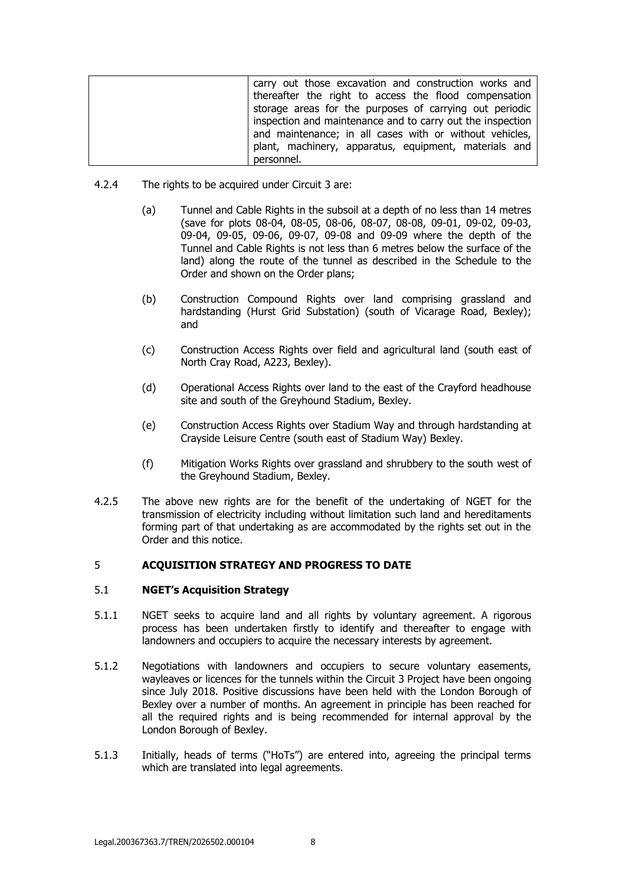| | carry out those excavation and construction works and thereafter the right to access the flood compensation storage areas for the purposes of carrying out periodic inspection and maintenance and to carry out the inspection and maintenance; in all cases with or without vehicles, plant, machinery, apparatus, equipment, materials and personnel. |
|---|---|

4.2.4 The rights to be acquired under Circuit 3 are:

(a) Tunnel and Cable Rights in the subsoil at a depth of no less than 14 metres (save for plots 08-04, 08-05, 08-06, 08-07, 08-08, 09-01, 09-02, 09-03, 09-04, 09-05, 09-06, 09-07, 09-08 and 09-09 where the depth of the Tunnel and Cable Rights is not less than 6 metres below the surface of the land) along the route of the tunnel as described in the Schedule to the Order and shown on the Order plans;

(b) Construction Compound Rights over land comprising grassland and hardstanding (Hurst Grid Substation) (south of Vicarage Road, Bexley); and

(c) Construction Access Rights over field and agricultural land (south east of North Cray Road, A223, Bexley).

(d) Operational Access Rights over land to the east of the Crayford headhouse site and south of the Greyhound Stadium, Bexley.

(e) Construction Access Rights over Stadium Way and through hardstanding at Crayside Leisure Centre (south east of Stadium Way) Bexley.

(f) Mitigation Works Rights over grassland and shrubbery to the south west of the Greyhound Stadium, Bexley.

4.2.5 The above new rights are for the benefit of the undertaking of NGET for the transmission of electricity including without limitation such land and hereditaments forming part of that undertaking as are accommodated by the rights set out in the Order and this notice.

## 5 ACQUISITION STRATEGY AND PROGRESS TO DATE

### 5.1 NGET's Acquisition Strategy

5.1.1 NGET seeks to acquire land and all rights by voluntary agreement. A rigorous process has been undertaken firstly to identify and thereafter to engage with landowners and occupiers to acquire the necessary interests by agreement.

5.1.2 Negotiations with landowners and occupiers to secure voluntary easements, wayleaves or licences for the tunnels within the Circuit 3 Project have been ongoing since July 2018. Positive discussions have been held with the London Borough of Bexley over a number of months. An agreement in principle has been reached for all the required rights and is being recommended for internal approval by the London Borough of Bexley.

5.1.3 Initially, heads of terms ("HoTs") are entered into, agreeing the principal terms which are translated into legal agreements.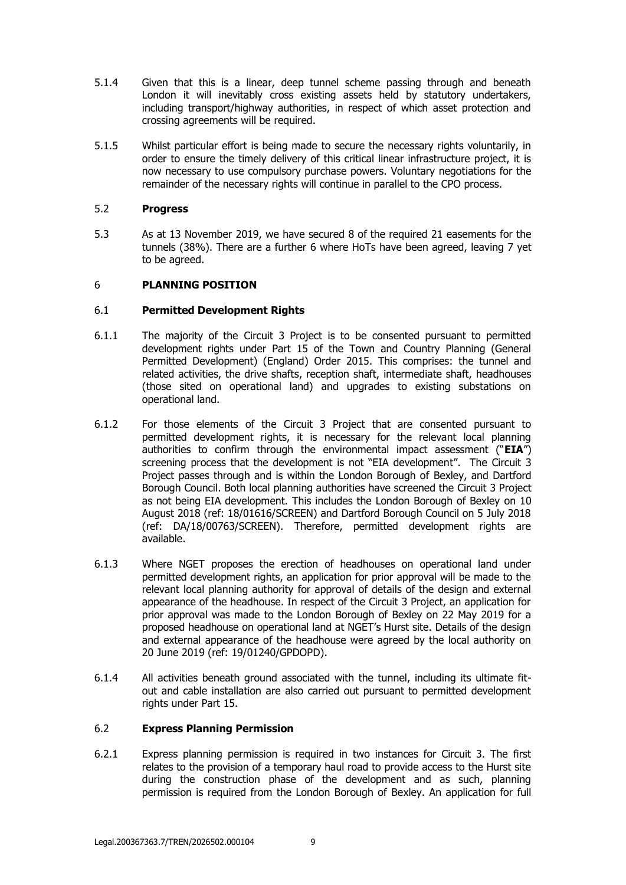5.1.4 Given that this is a linear, deep tunnel scheme passing through and beneath London it will inevitably cross existing assets held by statutory undertakers, including transport/highway authorities, in respect of which asset protection and crossing agreements will be required.

5.1.5 Whilst particular effort is being made to secure the necessary rights voluntarily, in order to ensure the timely delivery of this critical linear infrastructure project, it is now necessary to use compulsory purchase powers. Voluntary negotiations for the remainder of the necessary rights will continue in parallel to the CPO process.

### 5.2 Progress

5.3 As at 13 November 2019, we have secured 8 of the required 21 easements for the tunnels (38%). There are a further 6 where HoTs have been agreed, leaving 7 yet to be agreed.

## 6 PLANNING POSITION

### 6.1 Permitted Development Rights

6.1.1 The majority of the Circuit 3 Project is to be consented pursuant to permitted development rights under Part 15 of the Town and Country Planning (General Permitted Development) (England) Order 2015. This comprises: the tunnel and related activities, the drive shafts, reception shaft, intermediate shaft, headhouses (those sited on operational land) and upgrades to existing substations on operational land.

6.1.2 For those elements of the Circuit 3 Project that are consented pursuant to permitted development rights, it is necessary for the relevant local planning authorities to confirm through the environmental impact assessment ("**EIA**") screening process that the development is not "EIA development". The Circuit 3 Project passes through and is within the London Borough of Bexley, and Dartford Borough Council. Both local planning authorities have screened the Circuit 3 Project as not being EIA development. This includes the London Borough of Bexley on 10 August 2018 (ref: 18/01616/SCREEN) and Dartford Borough Council on 5 July 2018 (ref: DA/18/00763/SCREEN). Therefore, permitted development rights are available.

6.1.3 Where NGET proposes the erection of headhouses on operational land under permitted development rights, an application for prior approval will be made to the relevant local planning authority for approval of details of the design and external appearance of the headhouse. In respect of the Circuit 3 Project, an application for prior approval was made to the London Borough of Bexley on 22 May 2019 for a proposed headhouse on operational land at NGET's Hurst site. Details of the design and external appearance of the headhouse were agreed by the local authority on 20 June 2019 (ref: 19/01240/GPDOPD).

6.1.4 All activities beneath ground associated with the tunnel, including its ultimate fit-out and cable installation are also carried out pursuant to permitted development rights under Part 15.

### 6.2 Express Planning Permission

6.2.1 Express planning permission is required in two instances for Circuit 3. The first relates to the provision of a temporary haul road to provide access to the Hurst site during the construction phase of the development and as such, planning permission is required from the London Borough of Bexley. An application for full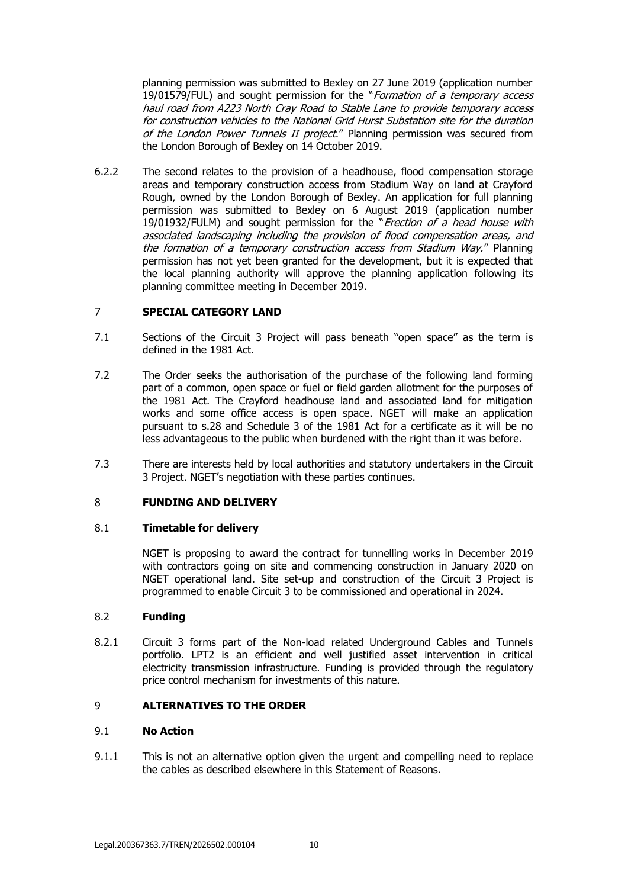planning permission was submitted to Bexley on 27 June 2019 (application number 19/01579/FUL) and sought permission for the "*Formation of a temporary access haul road from A223 North Cray Road to Stable Lane to provide temporary access for construction vehicles to the National Grid Hurst Substation site for the duration of the London Power Tunnels II project.*" Planning permission was secured from the London Borough of Bexley on 14 October 2019.

6.2.2 The second relates to the provision of a headhouse, flood compensation storage areas and temporary construction access from Stadium Way on land at Crayford Rough, owned by the London Borough of Bexley. An application for full planning permission was submitted to Bexley on 6 August 2019 (application number 19/01932/FULM) and sought permission for the "*Erection of a head house with associated landscaping including the provision of flood compensation areas, and the formation of a temporary construction access from Stadium Way.*" Planning permission has not yet been granted for the development, but it is expected that the local planning authority will approve the planning application following its planning committee meeting in December 2019.

## 7 SPECIAL CATEGORY LAND

7.1 Sections of the Circuit 3 Project will pass beneath "open space" as the term is defined in the 1981 Act.

7.2 The Order seeks the authorisation of the purchase of the following land forming part of a common, open space or fuel or field garden allotment for the purposes of the 1981 Act. The Crayford headhouse land and associated land for mitigation works and some office access is open space. NGET will make an application pursuant to s.28 and Schedule 3 of the 1981 Act for a certificate as it will be no less advantageous to the public when burdened with the right than it was before.

7.3 There are interests held by local authorities and statutory undertakers in the Circuit 3 Project. NGET's negotiation with these parties continues.

## 8 FUNDING AND DELIVERY

### 8.1 Timetable for delivery

NGET is proposing to award the contract for tunnelling works in December 2019 with contractors going on site and commencing construction in January 2020 on NGET operational land. Site set-up and construction of the Circuit 3 Project is programmed to enable Circuit 3 to be commissioned and operational in 2024.

### 8.2 Funding

8.2.1 Circuit 3 forms part of the Non-load related Underground Cables and Tunnels portfolio. LPT2 is an efficient and well justified asset intervention in critical electricity transmission infrastructure. Funding is provided through the regulatory price control mechanism for investments of this nature.

## 9 ALTERNATIVES TO THE ORDER

### 9.1 No Action

9.1.1 This is not an alternative option given the urgent and compelling need to replace the cables as described elsewhere in this Statement of Reasons.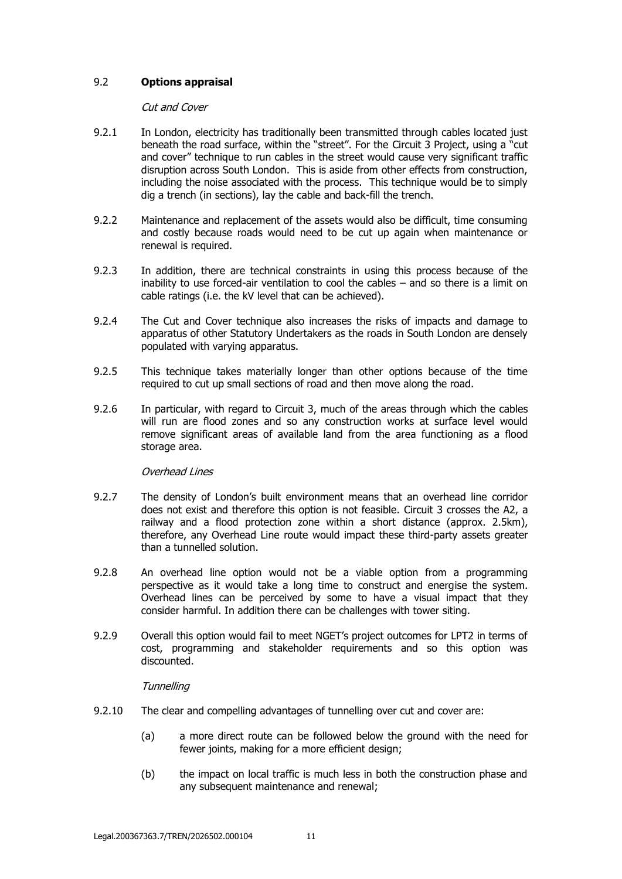## 9.2 **Options appraisal**

*Cut and Cover*

9.2.1 In London, electricity has traditionally been transmitted through cables located just beneath the road surface, within the "street". For the Circuit 3 Project, using a "cut and cover" technique to run cables in the street would cause very significant traffic disruption across South London. This is aside from other effects from construction, including the noise associated with the process. This technique would be to simply dig a trench (in sections), lay the cable and back-fill the trench.

9.2.2 Maintenance and replacement of the assets would also be difficult, time consuming and costly because roads would need to be cut up again when maintenance or renewal is required.

9.2.3 In addition, there are technical constraints in using this process because of the inability to use forced-air ventilation to cool the cables – and so there is a limit on cable ratings (i.e. the kV level that can be achieved).

9.2.4 The Cut and Cover technique also increases the risks of impacts and damage to apparatus of other Statutory Undertakers as the roads in South London are densely populated with varying apparatus.

9.2.5 This technique takes materially longer than other options because of the time required to cut up small sections of road and then move along the road.

9.2.6 In particular, with regard to Circuit 3, much of the areas through which the cables will run are flood zones and so any construction works at surface level would remove significant areas of available land from the area functioning as a flood storage area.

*Overhead Lines*

9.2.7 The density of London's built environment means that an overhead line corridor does not exist and therefore this option is not feasible. Circuit 3 crosses the A2, a railway and a flood protection zone within a short distance (approx. 2.5km), therefore, any Overhead Line route would impact these third-party assets greater than a tunnelled solution.

9.2.8 An overhead line option would not be a viable option from a programming perspective as it would take a long time to construct and energise the system. Overhead lines can be perceived by some to have a visual impact that they consider harmful. In addition there can be challenges with tower siting.

9.2.9 Overall this option would fail to meet NGET's project outcomes for LPT2 in terms of cost, programming and stakeholder requirements and so this option was discounted.

*Tunnelling*

9.2.10 The clear and compelling advantages of tunnelling over cut and cover are:

(a) a more direct route can be followed below the ground with the need for fewer joints, making for a more efficient design;

(b) the impact on local traffic is much less in both the construction phase and any subsequent maintenance and renewal;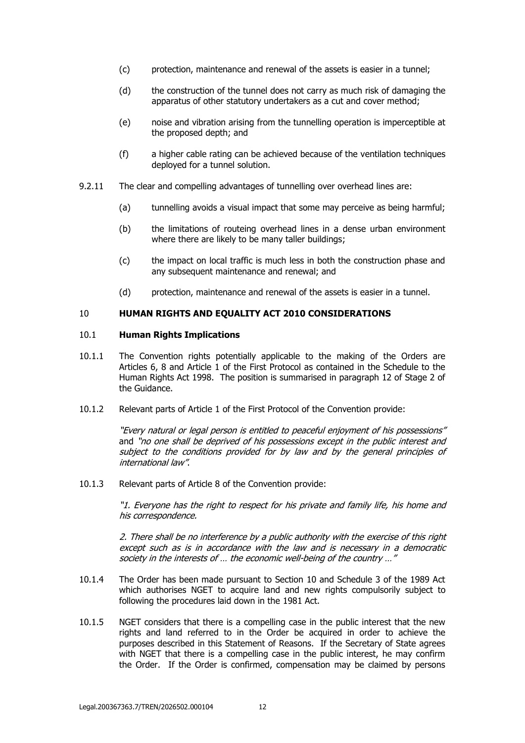(c) protection, maintenance and renewal of the assets is easier in a tunnel;

(d) the construction of the tunnel does not carry as much risk of damaging the apparatus of other statutory undertakers as a cut and cover method;

(e) noise and vibration arising from the tunnelling operation is imperceptible at the proposed depth; and

(f) a higher cable rating can be achieved because of the ventilation techniques deployed for a tunnel solution.

9.2.11 The clear and compelling advantages of tunnelling over overhead lines are:

(a) tunnelling avoids a visual impact that some may perceive as being harmful;

(b) the limitations of routeing overhead lines in a dense urban environment where there are likely to be many taller buildings;

(c) the impact on local traffic is much less in both the construction phase and any subsequent maintenance and renewal; and

(d) protection, maintenance and renewal of the assets is easier in a tunnel.

## 10 HUMAN RIGHTS AND EQUALITY ACT 2010 CONSIDERATIONS

### 10.1 Human Rights Implications

10.1.1 The Convention rights potentially applicable to the making of the Orders are Articles 6, 8 and Article 1 of the First Protocol as contained in the Schedule to the Human Rights Act 1998. The position is summarised in paragraph 12 of Stage 2 of the Guidance.

10.1.2 Relevant parts of Article 1 of the First Protocol of the Convention provide:

*"Every natural or legal person is entitled to peaceful enjoyment of his possessions"* and *"no one shall be deprived of his possessions except in the public interest and subject to the conditions provided for by law and by the general principles of international law"*.

10.1.3 Relevant parts of Article 8 of the Convention provide:

*"1. Everyone has the right to respect for his private and family life, his home and his correspondence.*

*2. There shall be no interference by a public authority with the exercise of this right except such as is in accordance with the law and is necessary in a democratic society in the interests of … the economic well-being of the country …"*

10.1.4 The Order has been made pursuant to Section 10 and Schedule 3 of the 1989 Act which authorises NGET to acquire land and new rights compulsorily subject to following the procedures laid down in the 1981 Act.

10.1.5 NGET considers that there is a compelling case in the public interest that the new rights and land referred to in the Order be acquired in order to achieve the purposes described in this Statement of Reasons. If the Secretary of State agrees with NGET that there is a compelling case in the public interest, he may confirm the Order. If the Order is confirmed, compensation may be claimed by persons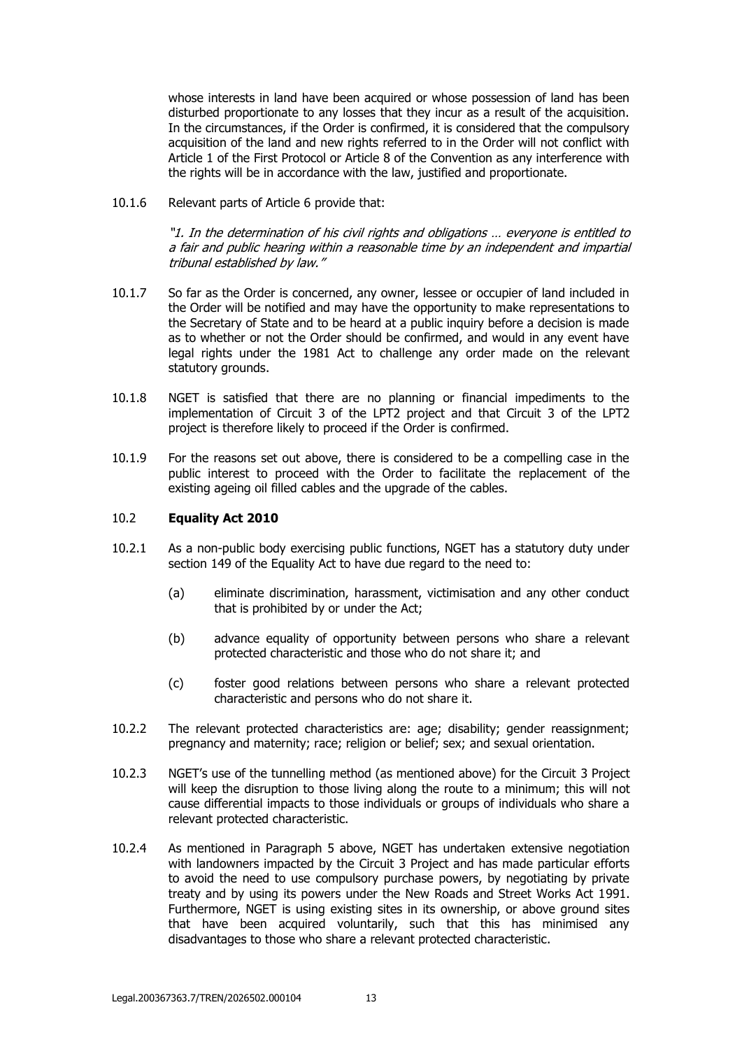whose interests in land have been acquired or whose possession of land has been disturbed proportionate to any losses that they incur as a result of the acquisition. In the circumstances, if the Order is confirmed, it is considered that the compulsory acquisition of the land and new rights referred to in the Order will not conflict with Article 1 of the First Protocol or Article 8 of the Convention as any interference with the rights will be in accordance with the law, justified and proportionate.

10.1.6 Relevant parts of Article 6 provide that:

> *"1. In the determination of his civil rights and obligations … everyone is entitled to a fair and public hearing within a reasonable time by an independent and impartial tribunal established by law."*

10.1.7 So far as the Order is concerned, any owner, lessee or occupier of land included in the Order will be notified and may have the opportunity to make representations to the Secretary of State and to be heard at a public inquiry before a decision is made as to whether or not the Order should be confirmed, and would in any event have legal rights under the 1981 Act to challenge any order made on the relevant statutory grounds.

10.1.8 NGET is satisfied that there are no planning or financial impediments to the implementation of Circuit 3 of the LPT2 project and that Circuit 3 of the LPT2 project is therefore likely to proceed if the Order is confirmed.

10.1.9 For the reasons set out above, there is considered to be a compelling case in the public interest to proceed with the Order to facilitate the replacement of the existing ageing oil filled cables and the upgrade of the cables.

## 10.2 **Equality Act 2010**

10.2.1 As a non-public body exercising public functions, NGET has a statutory duty under section 149 of the Equality Act to have due regard to the need to:

(a) eliminate discrimination, harassment, victimisation and any other conduct that is prohibited by or under the Act;

(b) advance equality of opportunity between persons who share a relevant protected characteristic and those who do not share it; and

(c) foster good relations between persons who share a relevant protected characteristic and persons who do not share it.

10.2.2 The relevant protected characteristics are: age; disability; gender reassignment; pregnancy and maternity; race; religion or belief; sex; and sexual orientation.

10.2.3 NGET's use of the tunnelling method (as mentioned above) for the Circuit 3 Project will keep the disruption to those living along the route to a minimum; this will not cause differential impacts to those individuals or groups of individuals who share a relevant protected characteristic.

10.2.4 As mentioned in Paragraph 5 above, NGET has undertaken extensive negotiation with landowners impacted by the Circuit 3 Project and has made particular efforts to avoid the need to use compulsory purchase powers, by negotiating by private treaty and by using its powers under the New Roads and Street Works Act 1991. Furthermore, NGET is using existing sites in its ownership, or above ground sites that have been acquired voluntarily, such that this has minimised any disadvantages to those who share a relevant protected characteristic.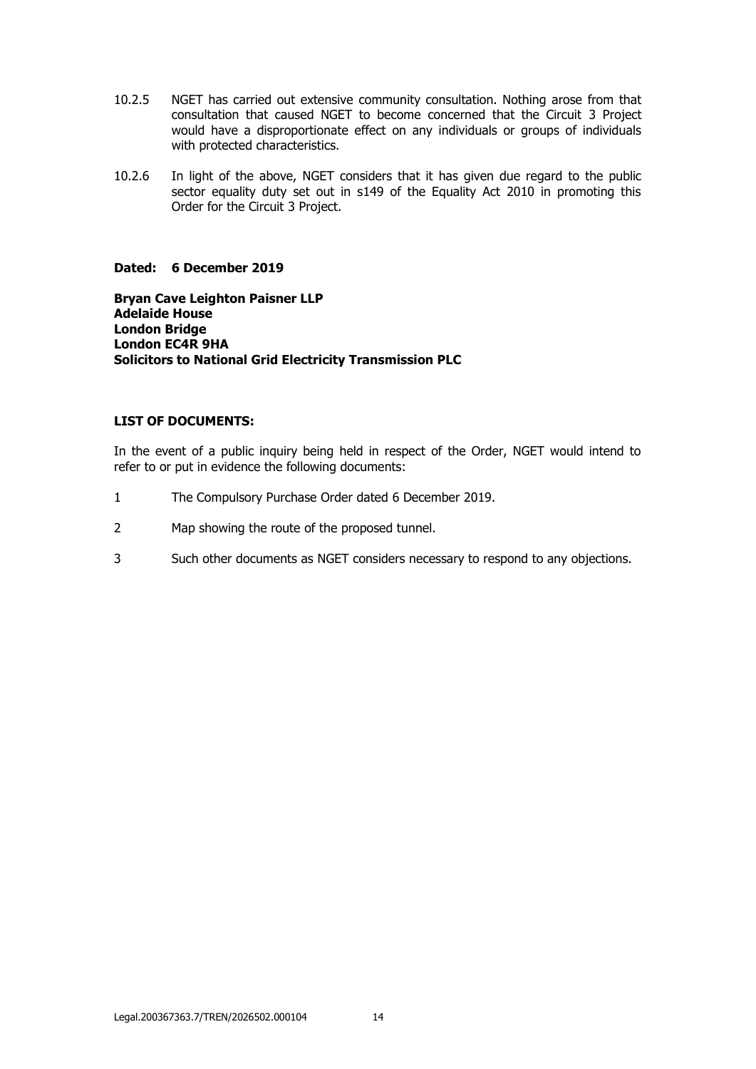10.2.5 NGET has carried out extensive community consultation. Nothing arose from that consultation that caused NGET to become concerned that the Circuit 3 Project would have a disproportionate effect on any individuals or groups of individuals with protected characteristics.

10.2.6 In light of the above, NGET considers that it has given due regard to the public sector equality duty set out in s149 of the Equality Act 2010 in promoting this Order for the Circuit 3 Project.

**Dated: 6 December 2019**

**Bryan Cave Leighton Paisner LLP**
**Adelaide House**
**London Bridge**
**London EC4R 9HA**
**Solicitors to National Grid Electricity Transmission PLC**

**LIST OF DOCUMENTS:**

In the event of a public inquiry being held in respect of the Order, NGET would intend to refer to or put in evidence the following documents:

1 The Compulsory Purchase Order dated 6 December 2019.

2 Map showing the route of the proposed tunnel.

3 Such other documents as NGET considers necessary to respond to any objections.

Legal.200367363.7/TREN/2026502.000104